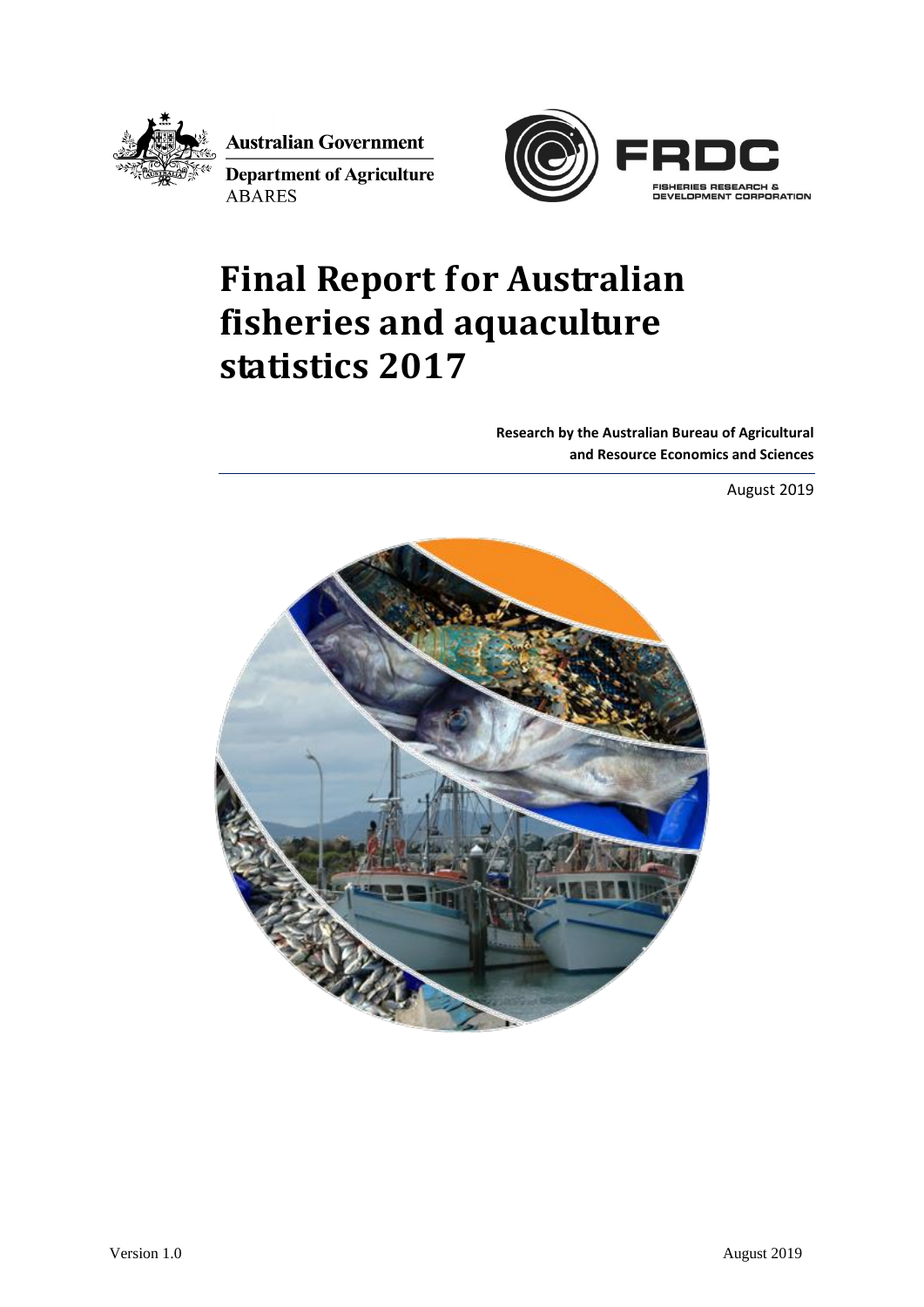Australian Government

Department of Agriculture

ABARES

FRDC

FISHERIES RESEARCH & DEVELOPMENT CORPORATION

# Final Report for Australian fisheries and aquaculture statistics 2017

**Research by the Australian Bureau of Agricultural and Resource Economics and Sciences**

August 2019

Version 1.0

August 2019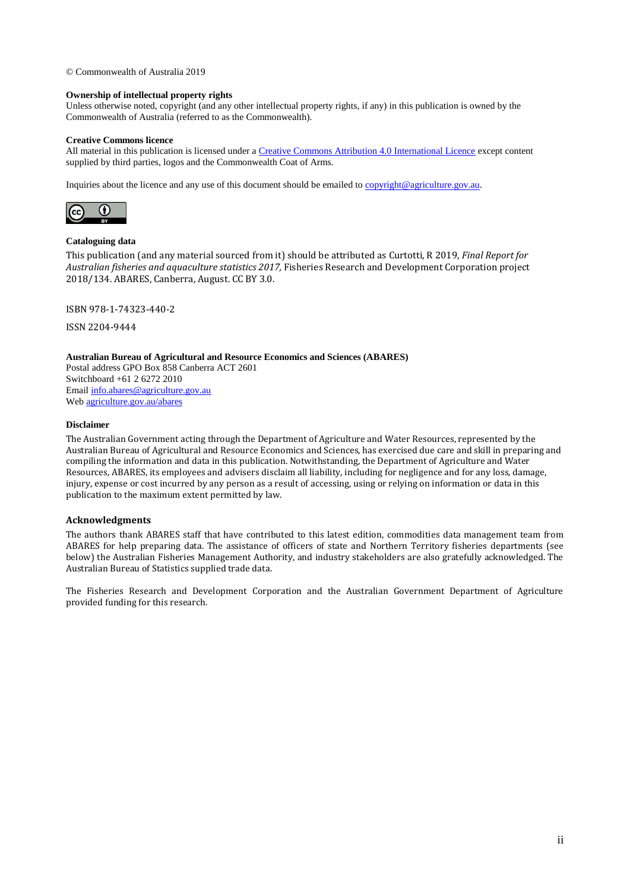© Commonwealth of Australia 2019

**Ownership of intellectual property rights**

Unless otherwise noted, copyright (and any other intellectual property rights, if any) in this publication is owned by the Commonwealth of Australia (referred to as the Commonwealth).

**Creative Commons licence**

All material in this publication is licensed under a Creative Commons Attribution 4.0 International Licence except content supplied by third parties, logos and the Commonwealth Coat of Arms.

Inquiries about the licence and any use of this document should be emailed to copyright@agriculture.gov.au.

**Cataloguing data**

This publication (and any material sourced from it) should be attributed as Curtotti, R 2019, *Final Report for Australian fisheries and aquaculture statistics 2017,* Fisheries Research and Development Corporation project 2018/134. ABARES, Canberra, August. CC BY 3.0.

ISBN 978-1-74323-440-2

ISSN 2204-9444

**Australian Bureau of Agricultural and Resource Economics and Sciences (ABARES)**

Postal address GPO Box 858 Canberra ACT 2601
Switchboard +61 2 6272 2010
Email info.abares@agriculture.gov.au
Web agriculture.gov.au/abares

**Disclaimer**

The Australian Government acting through the Department of Agriculture and Water Resources, represented by the Australian Bureau of Agricultural and Resource Economics and Sciences, has exercised due care and skill in preparing and compiling the information and data in this publication. Notwithstanding, the Department of Agriculture and Water Resources, ABARES, its employees and advisers disclaim all liability, including for negligence and for any loss, damage, injury, expense or cost incurred by any person as a result of accessing, using or relying on information or data in this publication to the maximum extent permitted by law.

**Acknowledgments**

The authors thank ABARES staff that have contributed to this latest edition, commodities data management team from ABARES for help preparing data. The assistance of officers of state and Northern Territory fisheries departments (see below) the Australian Fisheries Management Authority, and industry stakeholders are also gratefully acknowledged. The Australian Bureau of Statistics supplied trade data.

The Fisheries Research and Development Corporation and the Australian Government Department of Agriculture provided funding for this research.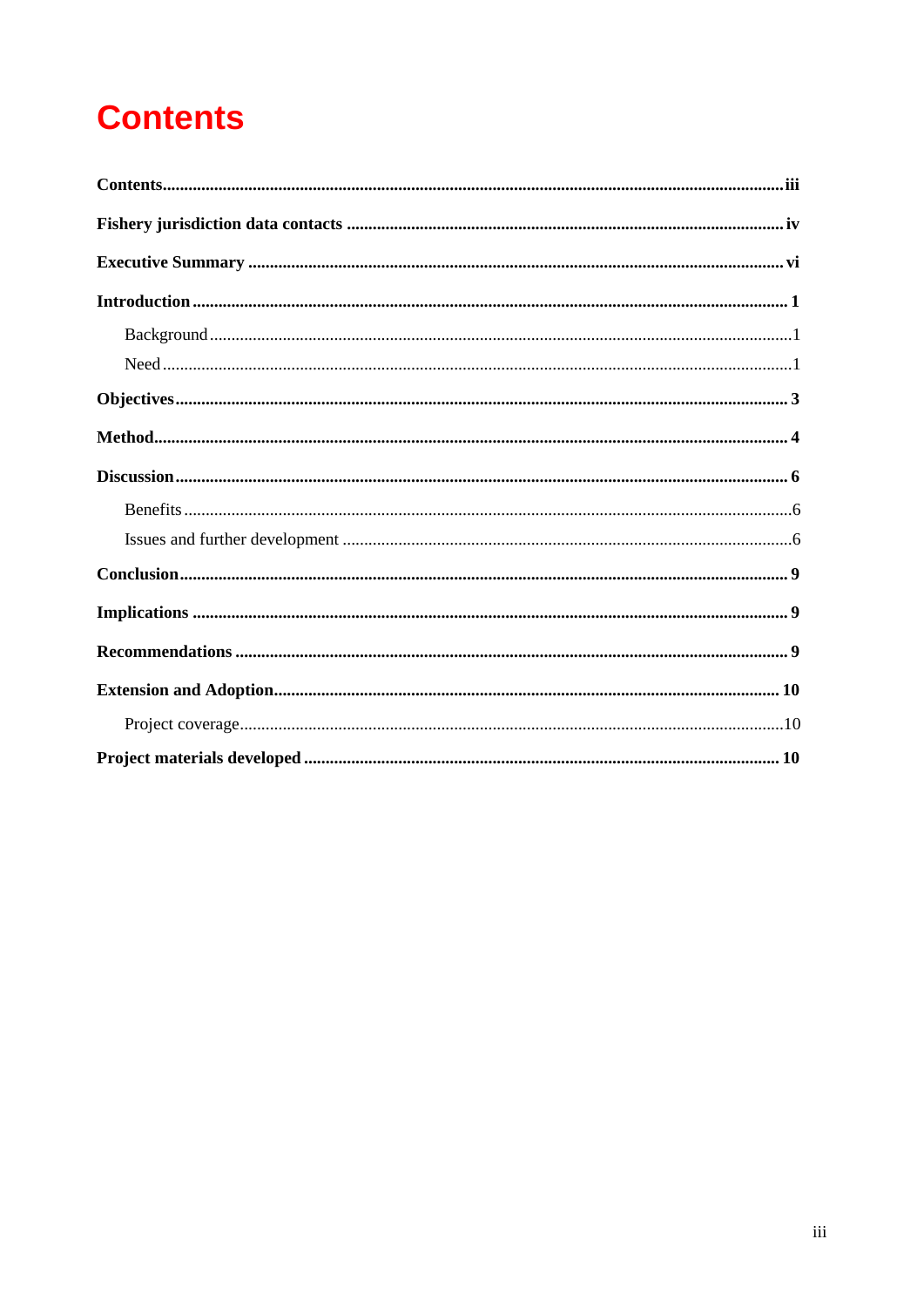# Contents

**Contents** ..... **iii**

**Fishery jurisdiction data contacts** ..... **iv**

**Executive Summary** ..... **vi**

**Introduction** ..... **1**

- Background ..... 1
- Need ..... 1

**Objectives** ..... **3**

**Method** ..... **4**

**Discussion** ..... **6**

- Benefits ..... 6
- Issues and further development ..... 6

**Conclusion** ..... **9**

**Implications** ..... **9**

**Recommendations** ..... **9**

**Extension and Adoption** ..... **10**

- Project coverage ..... 10

**Project materials developed** ..... **10**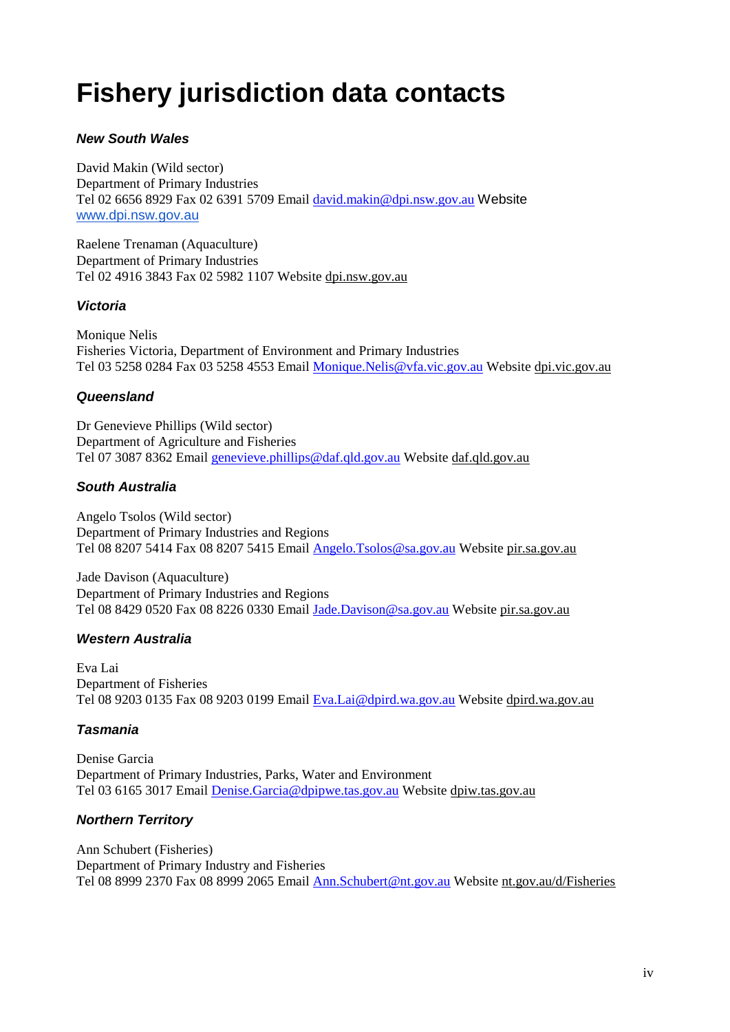# Fishery jurisdiction data contacts

### *New South Wales*

David Makin (Wild sector)
Department of Primary Industries
Tel 02 6656 8929 Fax 02 6391 5709 Email david.makin@dpi.nsw.gov.au Website www.dpi.nsw.gov.au

Raelene Trenaman (Aquaculture)
Department of Primary Industries
Tel 02 4916 3843 Fax 02 5982 1107 Website dpi.nsw.gov.au

### *Victoria*

Monique Nelis
Fisheries Victoria, Department of Environment and Primary Industries
Tel 03 5258 0284 Fax 03 5258 4553 Email Monique.Nelis@vfa.vic.gov.au Website dpi.vic.gov.au

### *Queensland*

Dr Genevieve Phillips (Wild sector)
Department of Agriculture and Fisheries
Tel 07 3087 8362 Email genevieve.phillips@daf.qld.gov.au Website daf.qld.gov.au

### *South Australia*

Angelo Tsolos (Wild sector)
Department of Primary Industries and Regions
Tel 08 8207 5414 Fax 08 8207 5415 Email Angelo.Tsolos@sa.gov.au Website pir.sa.gov.au

Jade Davison (Aquaculture)
Department of Primary Industries and Regions
Tel 08 8429 0520 Fax 08 8226 0330 Email Jade.Davison@sa.gov.au Website pir.sa.gov.au

### *Western Australia*

Eva Lai
Department of Fisheries
Tel 08 9203 0135 Fax 08 9203 0199 Email Eva.Lai@dpird.wa.gov.au Website dpird.wa.gov.au

### *Tasmania*

Denise Garcia
Department of Primary Industries, Parks, Water and Environment
Tel 03 6165 3017 Email Denise.Garcia@dpipwe.tas.gov.au Website dpiw.tas.gov.au

### *Northern Territory*

Ann Schubert (Fisheries)
Department of Primary Industry and Fisheries
Tel 08 8999 2370 Fax 08 8999 2065 Email Ann.Schubert@nt.gov.au Website nt.gov.au/d/Fisheries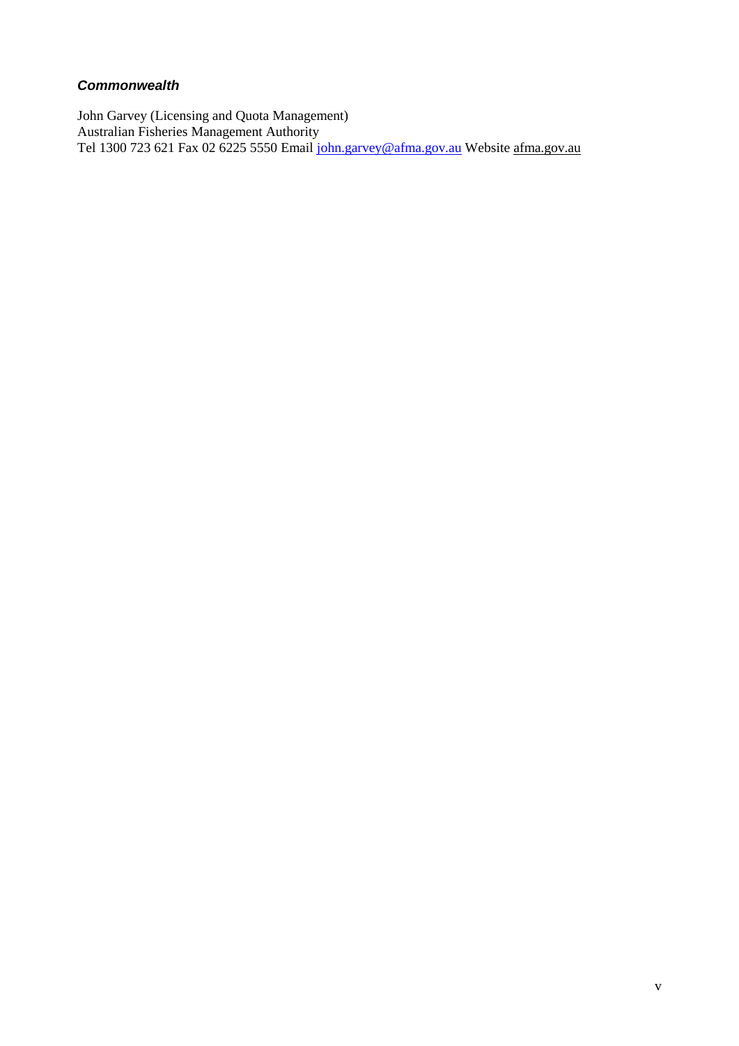***Commonwealth***

John Garvey (Licensing and Quota Management)
Australian Fisheries Management Authority
Tel 1300 723 621 Fax 02 6225 5550 Email john.garvey@afma.gov.au Website afma.gov.au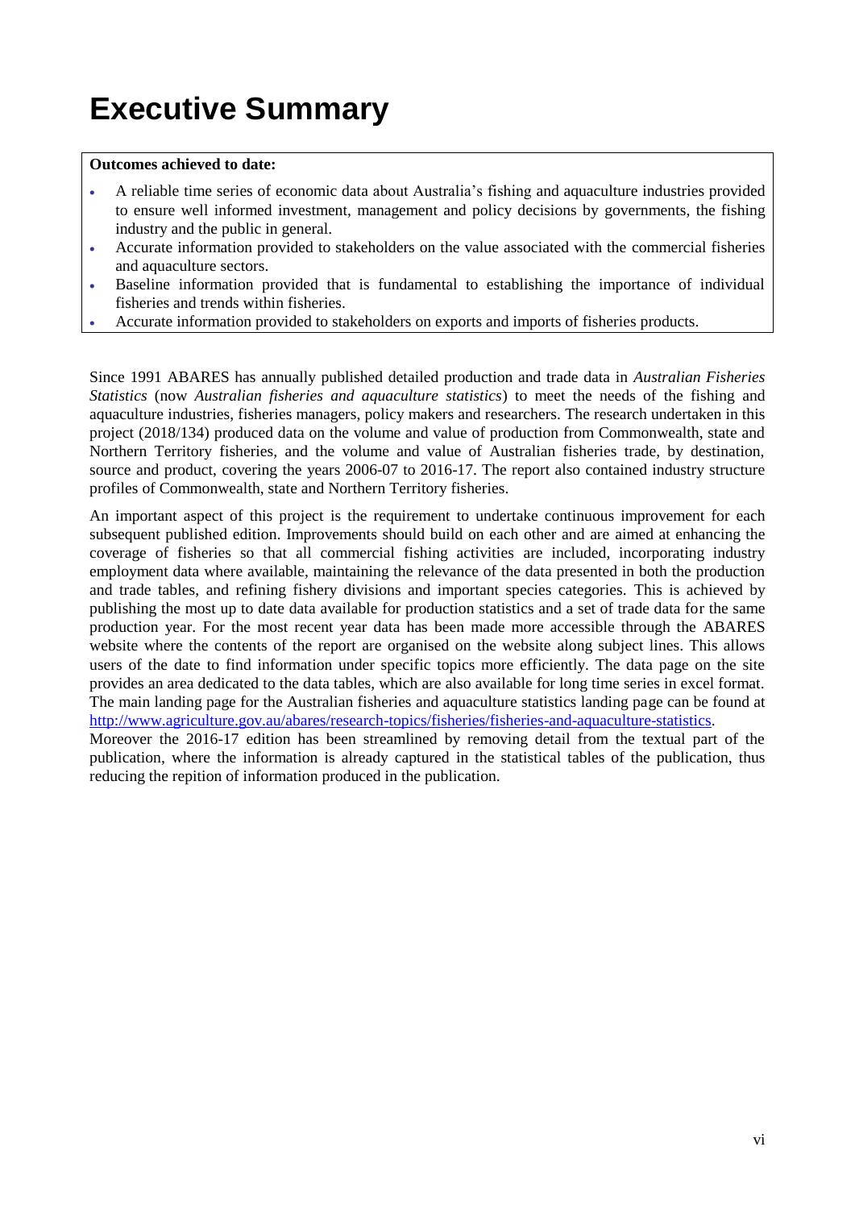# Executive Summary

**Outcomes achieved to date:**

- A reliable time series of economic data about Australia's fishing and aquaculture industries provided to ensure well informed investment, management and policy decisions by governments, the fishing industry and the public in general.
- Accurate information provided to stakeholders on the value associated with the commercial fisheries and aquaculture sectors.
- Baseline information provided that is fundamental to establishing the importance of individual fisheries and trends within fisheries.
- Accurate information provided to stakeholders on exports and imports of fisheries products.

Since 1991 ABARES has annually published detailed production and trade data in *Australian Fisheries Statistics* (now *Australian fisheries and aquaculture statistics*) to meet the needs of the fishing and aquaculture industries, fisheries managers, policy makers and researchers. The research undertaken in this project (2018/134) produced data on the volume and value of production from Commonwealth, state and Northern Territory fisheries, and the volume and value of Australian fisheries trade, by destination, source and product, covering the years 2006-07 to 2016-17. The report also contained industry structure profiles of Commonwealth, state and Northern Territory fisheries.

An important aspect of this project is the requirement to undertake continuous improvement for each subsequent published edition. Improvements should build on each other and are aimed at enhancing the coverage of fisheries so that all commercial fishing activities are included, incorporating industry employment data where available, maintaining the relevance of the data presented in both the production and trade tables, and refining fishery divisions and important species categories. This is achieved by publishing the most up to date data available for production statistics and a set of trade data for the same production year. For the most recent year data has been made more accessible through the ABARES website where the contents of the report are organised on the website along subject lines. This allows users of the date to find information under specific topics more efficiently. The data page on the site provides an area dedicated to the data tables, which are also available for long time series in excel format. The main landing page for the Australian fisheries and aquaculture statistics landing page can be found at [http://www.agriculture.gov.au/abares/research-topics/fisheries/fisheries-and-aquaculture-statistics](http://www.agriculture.gov.au/abares/research-topics/fisheries/fisheries-and-aquaculture-statistics).

Moreover the 2016-17 edition has been streamlined by removing detail from the textual part of the publication, where the information is already captured in the statistical tables of the publication, thus reducing the repition of information produced in the publication.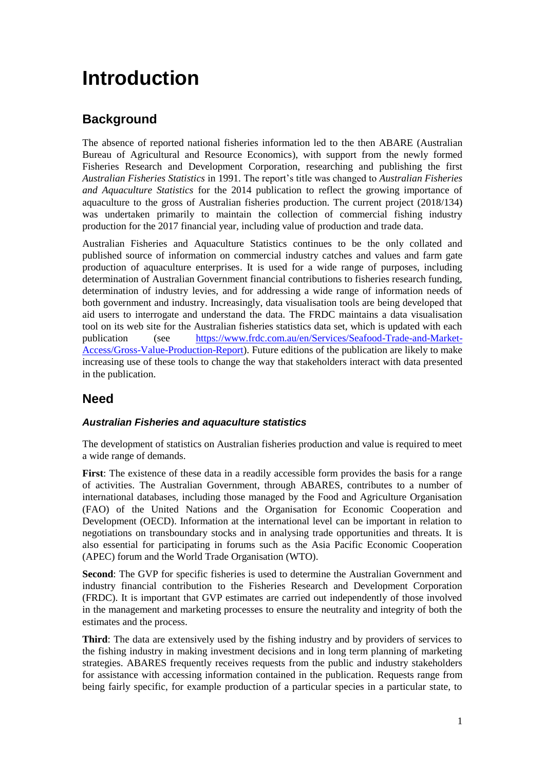# Introduction

## Background

The absence of reported national fisheries information led to the then ABARE (Australian Bureau of Agricultural and Resource Economics), with support from the newly formed Fisheries Research and Development Corporation, researching and publishing the first *Australian Fisheries Statistics* in 1991. The report's title was changed to *Australian Fisheries and Aquaculture Statistics* for the 2014 publication to reflect the growing importance of aquaculture to the gross of Australian fisheries production. The current project (2018/134) was undertaken primarily to maintain the collection of commercial fishing industry production for the 2017 financial year, including value of production and trade data.

Australian Fisheries and Aquaculture Statistics continues to be the only collated and published source of information on commercial industry catches and values and farm gate production of aquaculture enterprises. It is used for a wide range of purposes, including determination of Australian Government financial contributions to fisheries research funding, determination of industry levies, and for addressing a wide range of information needs of both government and industry. Increasingly, data visualisation tools are being developed that aid users to interrogate and understand the data. The FRDC maintains a data visualisation tool on its web site for the Australian fisheries statistics data set, which is updated with each publication (see [https://www.frdc.com.au/en/Services/Seafood-Trade-and-Market-Access/Gross-Value-Production-Report](https://www.frdc.com.au/en/Services/Seafood-Trade-and-Market-Access/Gross-Value-Production-Report)). Future editions of the publication are likely to make increasing use of these tools to change the way that stakeholders interact with data presented in the publication.

## Need

### *Australian Fisheries and aquaculture statistics*

The development of statistics on Australian fisheries production and value is required to meet a wide range of demands.

**First**: The existence of these data in a readily accessible form provides the basis for a range of activities. The Australian Government, through ABARES, contributes to a number of international databases, including those managed by the Food and Agriculture Organisation (FAO) of the United Nations and the Organisation for Economic Cooperation and Development (OECD). Information at the international level can be important in relation to negotiations on transboundary stocks and in analysing trade opportunities and threats. It is also essential for participating in forums such as the Asia Pacific Economic Cooperation (APEC) forum and the World Trade Organisation (WTO).

**Second**: The GVP for specific fisheries is used to determine the Australian Government and industry financial contribution to the Fisheries Research and Development Corporation (FRDC). It is important that GVP estimates are carried out independently of those involved in the management and marketing processes to ensure the neutrality and integrity of both the estimates and the process.

**Third**: The data are extensively used by the fishing industry and by providers of services to the fishing industry in making investment decisions and in long term planning of marketing strategies. ABARES frequently receives requests from the public and industry stakeholders for assistance with accessing information contained in the publication. Requests range from being fairly specific, for example production of a particular species in a particular state, to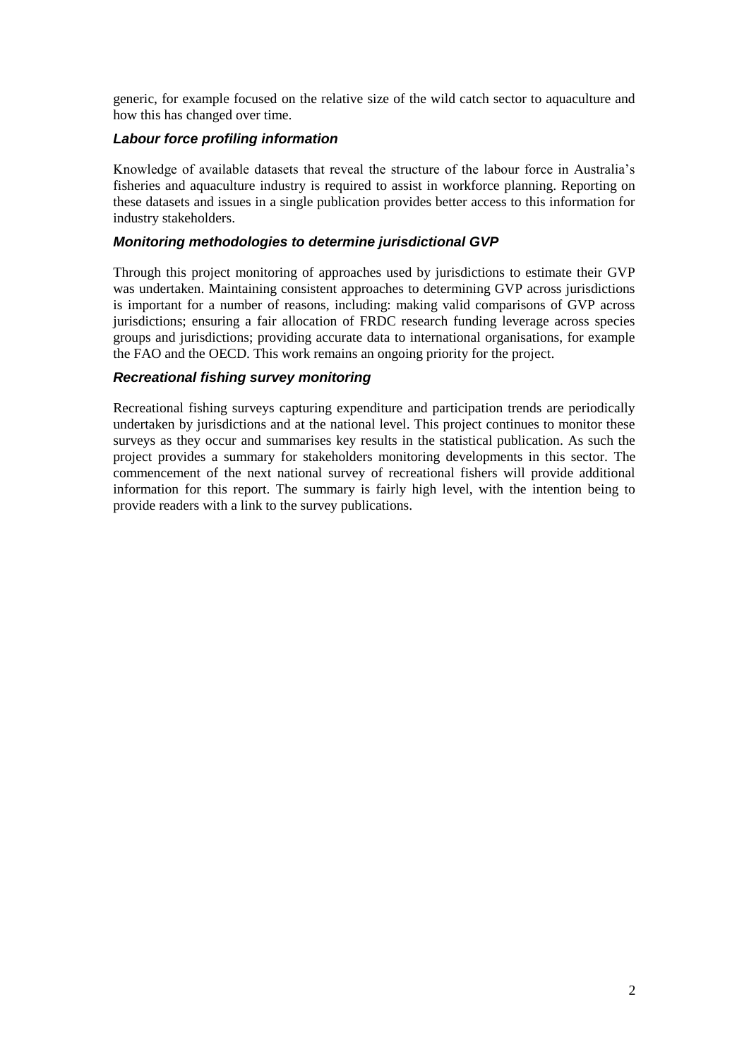generic, for example focused on the relative size of the wild catch sector to aquaculture and how this has changed over time.

### *Labour force profiling information*

Knowledge of available datasets that reveal the structure of the labour force in Australia's fisheries and aquaculture industry is required to assist in workforce planning. Reporting on these datasets and issues in a single publication provides better access to this information for industry stakeholders.

### *Monitoring methodologies to determine jurisdictional GVP*

Through this project monitoring of approaches used by jurisdictions to estimate their GVP was undertaken. Maintaining consistent approaches to determining GVP across jurisdictions is important for a number of reasons, including: making valid comparisons of GVP across jurisdictions; ensuring a fair allocation of FRDC research funding leverage across species groups and jurisdictions; providing accurate data to international organisations, for example the FAO and the OECD. This work remains an ongoing priority for the project.

### *Recreational fishing survey monitoring*

Recreational fishing surveys capturing expenditure and participation trends are periodically undertaken by jurisdictions and at the national level. This project continues to monitor these surveys as they occur and summarises key results in the statistical publication. As such the project provides a summary for stakeholders monitoring developments in this sector. The commencement of the next national survey of recreational fishers will provide additional information for this report. The summary is fairly high level, with the intention being to provide readers with a link to the survey publications.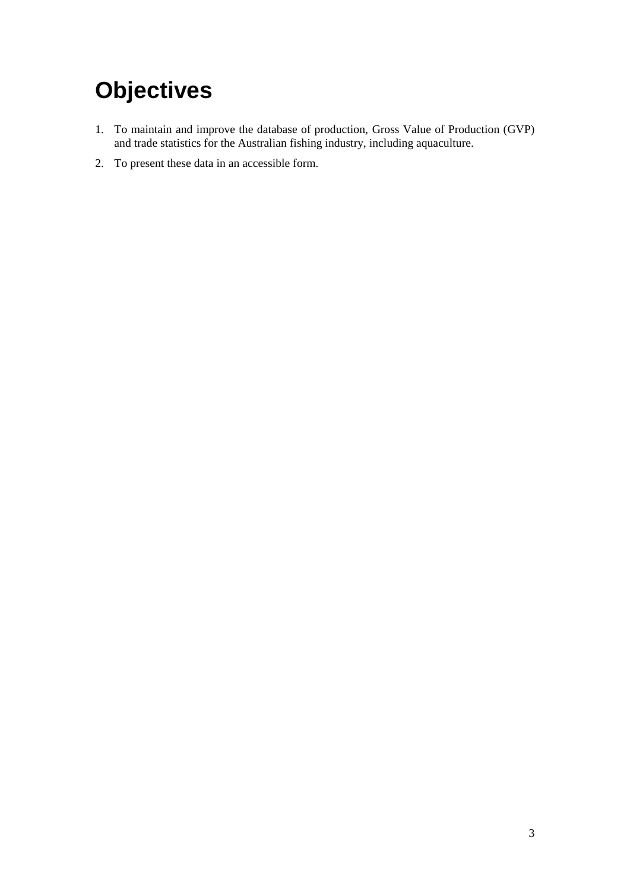# Objectives

1. To maintain and improve the database of production, Gross Value of Production (GVP) and trade statistics for the Australian fishing industry, including aquaculture.
2. To present these data in an accessible form.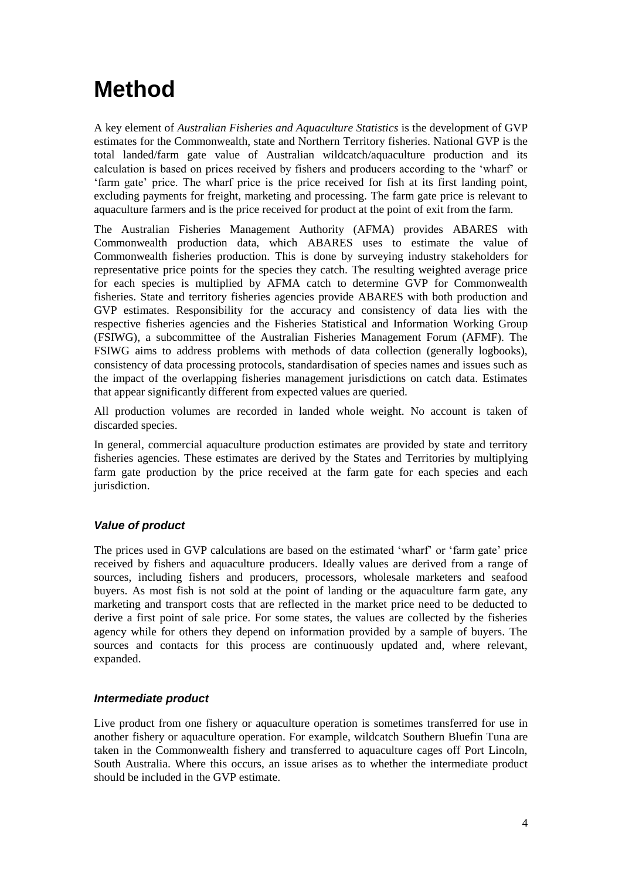# Method

A key element of *Australian Fisheries and Aquaculture Statistics* is the development of GVP estimates for the Commonwealth, state and Northern Territory fisheries. National GVP is the total landed/farm gate value of Australian wildcatch/aquaculture production and its calculation is based on prices received by fishers and producers according to the 'wharf' or 'farm gate' price. The wharf price is the price received for fish at its first landing point, excluding payments for freight, marketing and processing. The farm gate price is relevant to aquaculture farmers and is the price received for product at the point of exit from the farm.

The Australian Fisheries Management Authority (AFMA) provides ABARES with Commonwealth production data, which ABARES uses to estimate the value of Commonwealth fisheries production. This is done by surveying industry stakeholders for representative price points for the species they catch. The resulting weighted average price for each species is multiplied by AFMA catch to determine GVP for Commonwealth fisheries. State and territory fisheries agencies provide ABARES with both production and GVP estimates. Responsibility for the accuracy and consistency of data lies with the respective fisheries agencies and the Fisheries Statistical and Information Working Group (FSIWG), a subcommittee of the Australian Fisheries Management Forum (AFMF). The FSIWG aims to address problems with methods of data collection (generally logbooks), consistency of data processing protocols, standardisation of species names and issues such as the impact of the overlapping fisheries management jurisdictions on catch data. Estimates that appear significantly different from expected values are queried.

All production volumes are recorded in landed whole weight. No account is taken of discarded species.

In general, commercial aquaculture production estimates are provided by state and territory fisheries agencies. These estimates are derived by the States and Territories by multiplying farm gate production by the price received at the farm gate for each species and each jurisdiction.

### *Value of product*

The prices used in GVP calculations are based on the estimated 'wharf' or 'farm gate' price received by fishers and aquaculture producers. Ideally values are derived from a range of sources, including fishers and producers, processors, wholesale marketers and seafood buyers. As most fish is not sold at the point of landing or the aquaculture farm gate, any marketing and transport costs that are reflected in the market price need to be deducted to derive a first point of sale price. For some states, the values are collected by the fisheries agency while for others they depend on information provided by a sample of buyers. The sources and contacts for this process are continuously updated and, where relevant, expanded.

### *Intermediate product*

Live product from one fishery or aquaculture operation is sometimes transferred for use in another fishery or aquaculture operation. For example, wildcatch Southern Bluefin Tuna are taken in the Commonwealth fishery and transferred to aquaculture cages off Port Lincoln, South Australia. Where this occurs, an issue arises as to whether the intermediate product should be included in the GVP estimate.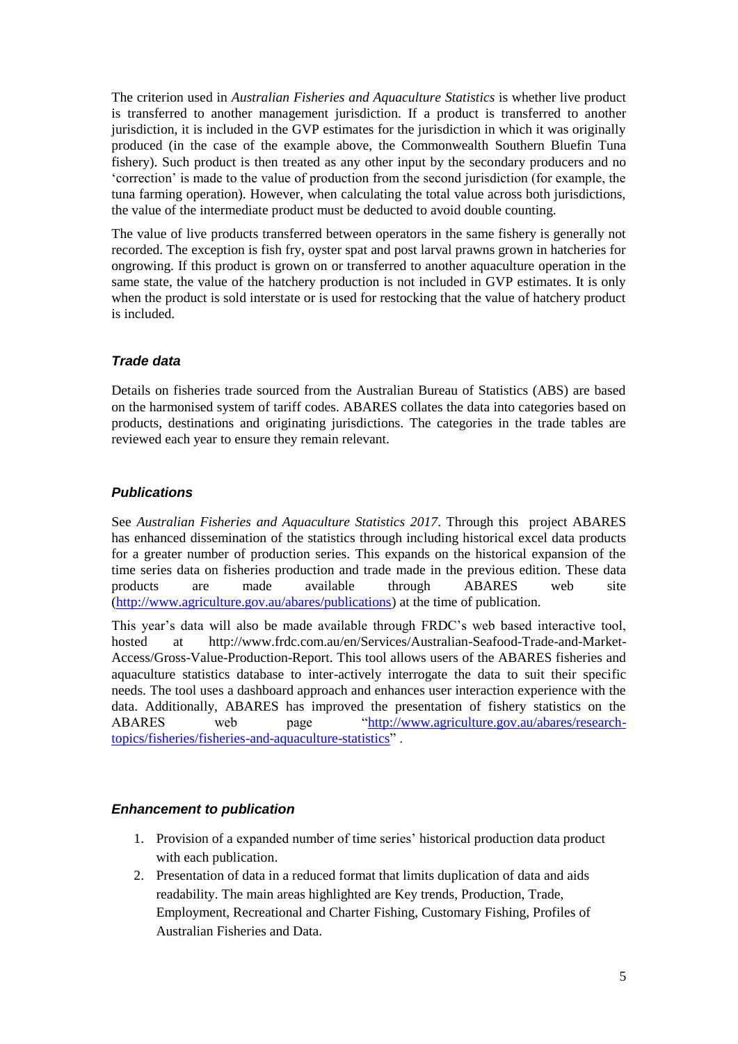The criterion used in *Australian Fisheries and Aquaculture Statistics* is whether live product is transferred to another management jurisdiction. If a product is transferred to another jurisdiction, it is included in the GVP estimates for the jurisdiction in which it was originally produced (in the case of the example above, the Commonwealth Southern Bluefin Tuna fishery). Such product is then treated as any other input by the secondary producers and no 'correction' is made to the value of production from the second jurisdiction (for example, the tuna farming operation). However, when calculating the total value across both jurisdictions, the value of the intermediate product must be deducted to avoid double counting.

The value of live products transferred between operators in the same fishery is generally not recorded. The exception is fish fry, oyster spat and post larval prawns grown in hatcheries for ongrowing. If this product is grown on or transferred to another aquaculture operation in the same state, the value of the hatchery production is not included in GVP estimates. It is only when the product is sold interstate or is used for restocking that the value of hatchery product is included.

### *Trade data*

Details on fisheries trade sourced from the Australian Bureau of Statistics (ABS) are based on the harmonised system of tariff codes. ABARES collates the data into categories based on products, destinations and originating jurisdictions. The categories in the trade tables are reviewed each year to ensure they remain relevant.

### *Publications*

See *Australian Fisheries and Aquaculture Statistics 2017*. Through this project ABARES has enhanced dissemination of the statistics through including historical excel data products for a greater number of production series. This expands on the historical expansion of the time series data on fisheries production and trade made in the previous edition. These data products are made available through ABARES web site (http://www.agriculture.gov.au/abares/publications) at the time of publication.

This year's data will also be made available through FRDC's web based interactive tool, hosted at http://www.frdc.com.au/en/Services/Australian-Seafood-Trade-and-Market-Access/Gross-Value-Production-Report. This tool allows users of the ABARES fisheries and aquaculture statistics database to inter-actively interrogate the data to suit their specific needs. The tool uses a dashboard approach and enhances user interaction experience with the data. Additionally, ABARES has improved the presentation of fishery statistics on the ABARES web page "http://www.agriculture.gov.au/abares/research-topics/fisheries/fisheries-and-aquaculture-statistics" .

### *Enhancement to publication*

1. Provision of a expanded number of time series' historical production data product with each publication.
2. Presentation of data in a reduced format that limits duplication of data and aids readability. The main areas highlighted are Key trends, Production, Trade, Employment, Recreational and Charter Fishing, Customary Fishing, Profiles of Australian Fisheries and Data.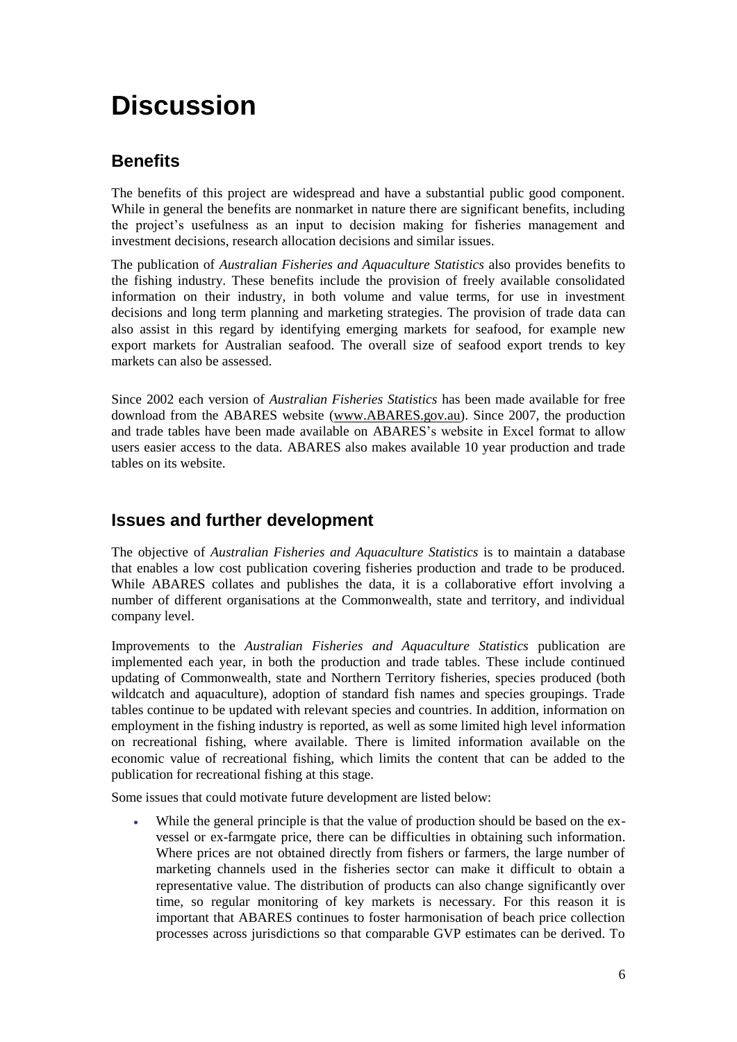# Discussion

## Benefits

The benefits of this project are widespread and have a substantial public good component. While in general the benefits are nonmarket in nature there are significant benefits, including the project's usefulness as an input to decision making for fisheries management and investment decisions, research allocation decisions and similar issues.

The publication of *Australian Fisheries and Aquaculture Statistics* also provides benefits to the fishing industry. These benefits include the provision of freely available consolidated information on their industry, in both volume and value terms, for use in investment decisions and long term planning and marketing strategies. The provision of trade data can also assist in this regard by identifying emerging markets for seafood, for example new export markets for Australian seafood. The overall size of seafood export trends to key markets can also be assessed.

Since 2002 each version of *Australian Fisheries Statistics* has been made available for free download from the ABARES website (www.ABARES.gov.au). Since 2007, the production and trade tables have been made available on ABARES's website in Excel format to allow users easier access to the data. ABARES also makes available 10 year production and trade tables on its website.

## Issues and further development

The objective of *Australian Fisheries and Aquaculture Statistics* is to maintain a database that enables a low cost publication covering fisheries production and trade to be produced. While ABARES collates and publishes the data, it is a collaborative effort involving a number of different organisations at the Commonwealth, state and territory, and individual company level.

Improvements to the *Australian Fisheries and Aquaculture Statistics* publication are implemented each year, in both the production and trade tables. These include continued updating of Commonwealth, state and Northern Territory fisheries, species produced (both wildcatch and aquaculture), adoption of standard fish names and species groupings. Trade tables continue to be updated with relevant species and countries. In addition, information on employment in the fishing industry is reported, as well as some limited high level information on recreational fishing, where available. There is limited information available on the economic value of recreational fishing, which limits the content that can be added to the publication for recreational fishing at this stage.

Some issues that could motivate future development are listed below:

- While the general principle is that the value of production should be based on the ex-vessel or ex-farmgate price, there can be difficulties in obtaining such information. Where prices are not obtained directly from fishers or farmers, the large number of marketing channels used in the fisheries sector can make it difficult to obtain a representative value. The distribution of products can also change significantly over time, so regular monitoring of key markets is necessary. For this reason it is important that ABARES continues to foster harmonisation of beach price collection processes across jurisdictions so that comparable GVP estimates can be derived. To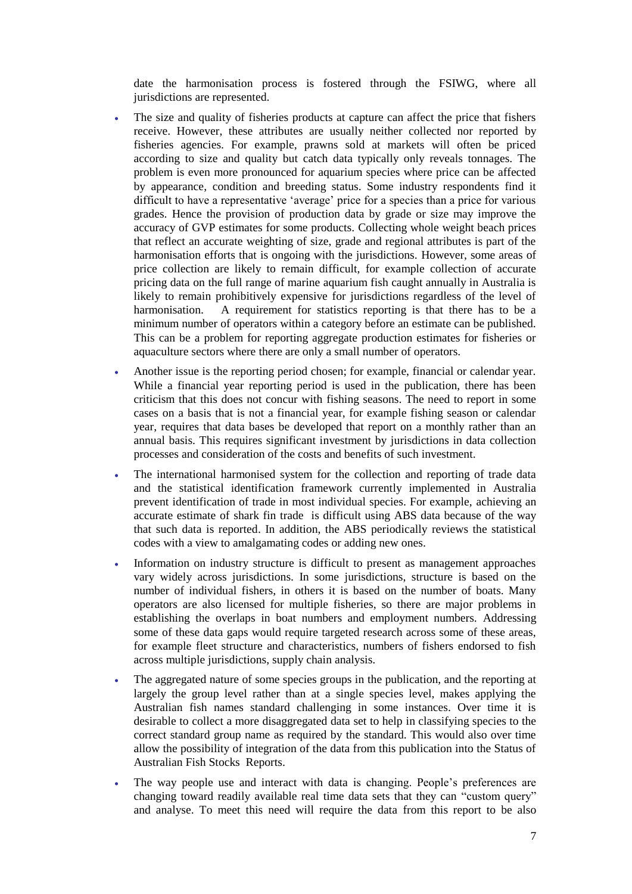date the harmonisation process is fostered through the FSIWG, where all jurisdictions are represented.

- The size and quality of fisheries products at capture can affect the price that fishers receive. However, these attributes are usually neither collected nor reported by fisheries agencies. For example, prawns sold at markets will often be priced according to size and quality but catch data typically only reveals tonnages. The problem is even more pronounced for aquarium species where price can be affected by appearance, condition and breeding status. Some industry respondents find it difficult to have a representative 'average' price for a species than a price for various grades. Hence the provision of production data by grade or size may improve the accuracy of GVP estimates for some products. Collecting whole weight beach prices that reflect an accurate weighting of size, grade and regional attributes is part of the harmonisation efforts that is ongoing with the jurisdictions. However, some areas of price collection are likely to remain difficult, for example collection of accurate pricing data on the full range of marine aquarium fish caught annually in Australia is likely to remain prohibitively expensive for jurisdictions regardless of the level of harmonisation. A requirement for statistics reporting is that there has to be a minimum number of operators within a category before an estimate can be published. This can be a problem for reporting aggregate production estimates for fisheries or aquaculture sectors where there are only a small number of operators.
- Another issue is the reporting period chosen; for example, financial or calendar year. While a financial year reporting period is used in the publication, there has been criticism that this does not concur with fishing seasons. The need to report in some cases on a basis that is not a financial year, for example fishing season or calendar year, requires that data bases be developed that report on a monthly rather than an annual basis. This requires significant investment by jurisdictions in data collection processes and consideration of the costs and benefits of such investment.
- The international harmonised system for the collection and reporting of trade data and the statistical identification framework currently implemented in Australia prevent identification of trade in most individual species. For example, achieving an accurate estimate of shark fin trade is difficult using ABS data because of the way that such data is reported. In addition, the ABS periodically reviews the statistical codes with a view to amalgamating codes or adding new ones.
- Information on industry structure is difficult to present as management approaches vary widely across jurisdictions. In some jurisdictions, structure is based on the number of individual fishers, in others it is based on the number of boats. Many operators are also licensed for multiple fisheries, so there are major problems in establishing the overlaps in boat numbers and employment numbers. Addressing some of these data gaps would require targeted research across some of these areas, for example fleet structure and characteristics, numbers of fishers endorsed to fish across multiple jurisdictions, supply chain analysis.
- The aggregated nature of some species groups in the publication, and the reporting at largely the group level rather than at a single species level, makes applying the Australian fish names standard challenging in some instances. Over time it is desirable to collect a more disaggregated data set to help in classifying species to the correct standard group name as required by the standard. This would also over time allow the possibility of integration of the data from this publication into the Status of Australian Fish Stocks Reports.
- The way people use and interact with data is changing. People's preferences are changing toward readily available real time data sets that they can "custom query" and analyse. To meet this need will require the data from this report to be also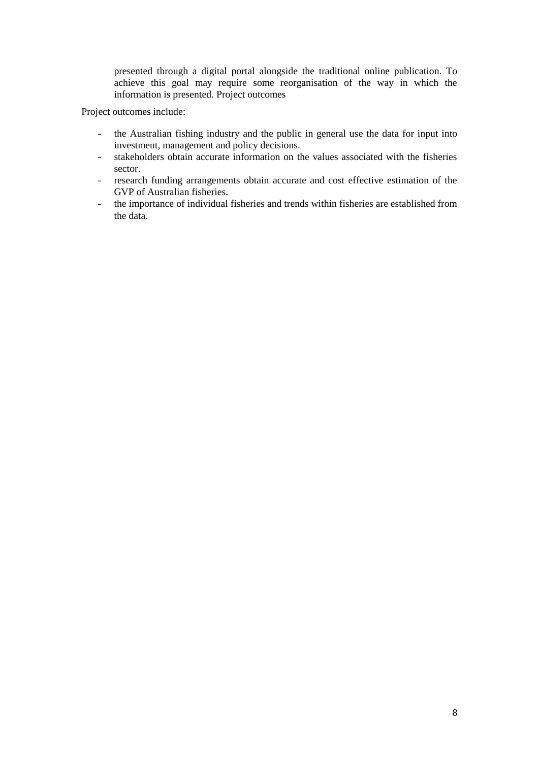presented through a digital portal alongside the traditional online publication. To achieve this goal may require some reorganisation of the way in which the information is presented. Project outcomes

Project outcomes include:

- the Australian fishing industry and the public in general use the data for input into investment, management and policy decisions.
- stakeholders obtain accurate information on the values associated with the fisheries sector.
- research funding arrangements obtain accurate and cost effective estimation of the GVP of Australian fisheries.
- the importance of individual fisheries and trends within fisheries are established from the data.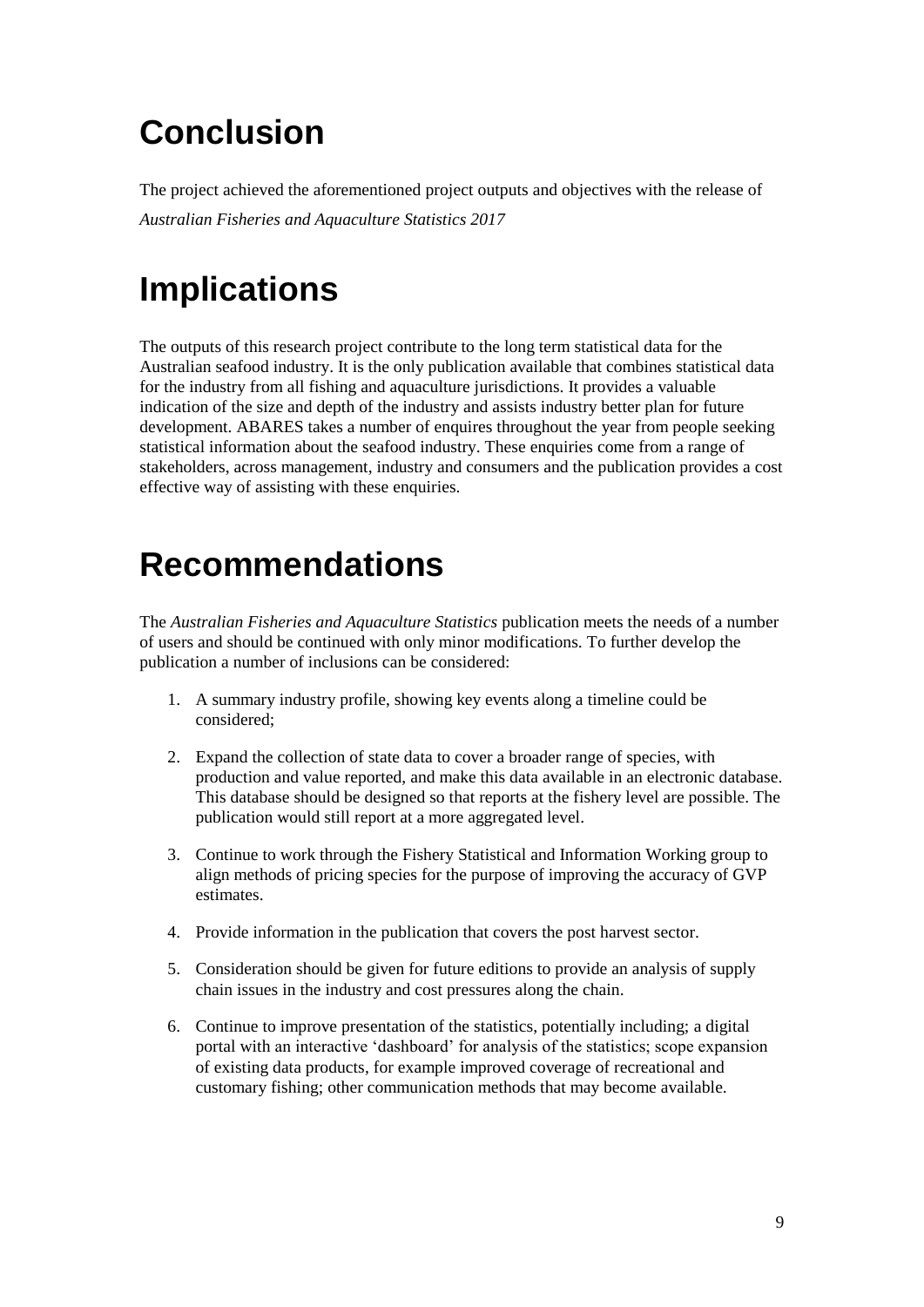# Conclusion

The project achieved the aforementioned project outputs and objectives with the release of *Australian Fisheries and Aquaculture Statistics 2017*

# Implications

The outputs of this research project contribute to the long term statistical data for the Australian seafood industry. It is the only publication available that combines statistical data for the industry from all fishing and aquaculture jurisdictions. It provides a valuable indication of the size and depth of the industry and assists industry better plan for future development. ABARES takes a number of enquires throughout the year from people seeking statistical information about the seafood industry. These enquiries come from a range of stakeholders, across management, industry and consumers and the publication provides a cost effective way of assisting with these enquiries.

# Recommendations

The *Australian Fisheries and Aquaculture Statistics* publication meets the needs of a number of users and should be continued with only minor modifications. To further develop the publication a number of inclusions can be considered:

1. A summary industry profile, showing key events along a timeline could be considered;
2. Expand the collection of state data to cover a broader range of species, with production and value reported, and make this data available in an electronic database. This database should be designed so that reports at the fishery level are possible. The publication would still report at a more aggregated level.
3. Continue to work through the Fishery Statistical and Information Working group to align methods of pricing species for the purpose of improving the accuracy of GVP estimates.
4. Provide information in the publication that covers the post harvest sector.
5. Consideration should be given for future editions to provide an analysis of supply chain issues in the industry and cost pressures along the chain.
6. Continue to improve presentation of the statistics, potentially including; a digital portal with an interactive 'dashboard' for analysis of the statistics; scope expansion of existing data products, for example improved coverage of recreational and customary fishing; other communication methods that may become available.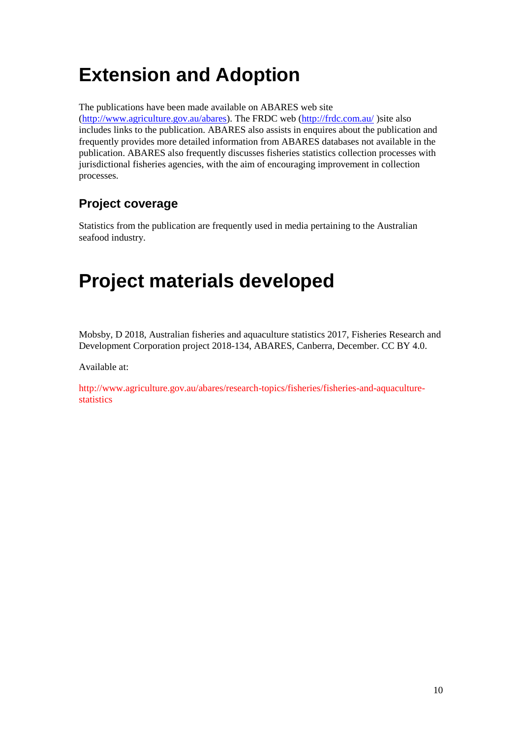# Extension and Adoption

The publications have been made available on ABARES web site (http://www.agriculture.gov.au/abares). The FRDC web (http://frdc.com.au/ )site also includes links to the publication. ABARES also assists in enquires about the publication and frequently provides more detailed information from ABARES databases not available in the publication. ABARES also frequently discusses fisheries statistics collection processes with jurisdictional fisheries agencies, with the aim of encouraging improvement in collection processes.

## Project coverage

Statistics from the publication are frequently used in media pertaining to the Australian seafood industry.

# Project materials developed

Mobsby, D 2018, Australian fisheries and aquaculture statistics 2017, Fisheries Research and Development Corporation project 2018-134, ABARES, Canberra, December. CC BY 4.0.

Available at:

http://www.agriculture.gov.au/abares/research-topics/fisheries/fisheries-and-aquaculture-statistics